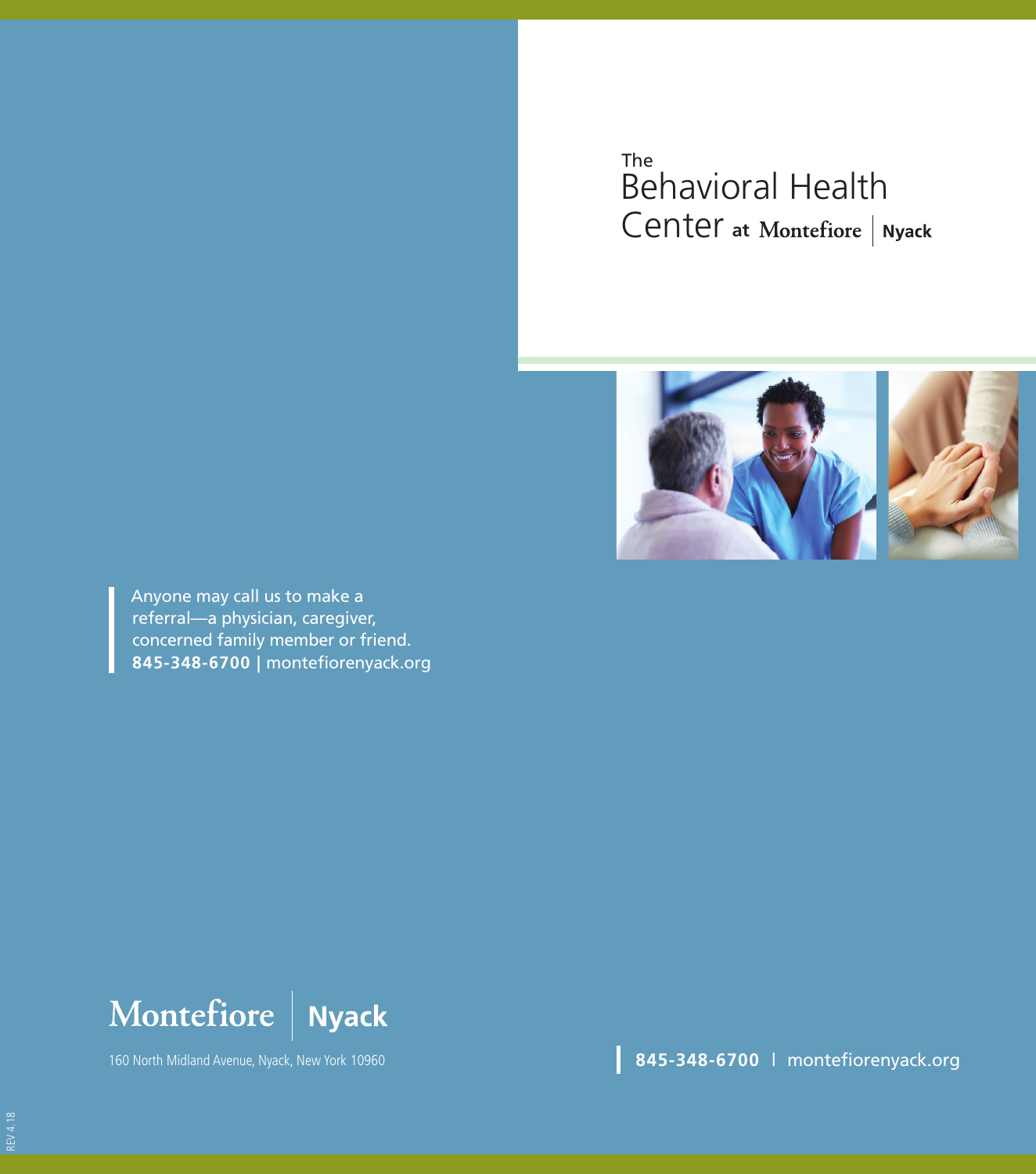# The Behavioral Health Center at Montefiore | Nyack

Anyone may call us to make a referral—a physician, caregiver, concerned family member or friend.
**845-348-6700 |** montefiorenyack.org

Montefiore | **Nyack**

160 North Midland Avenue, Nyack, New York 10960

**845-348-6700** | montefiorenyack.org

REV 4.18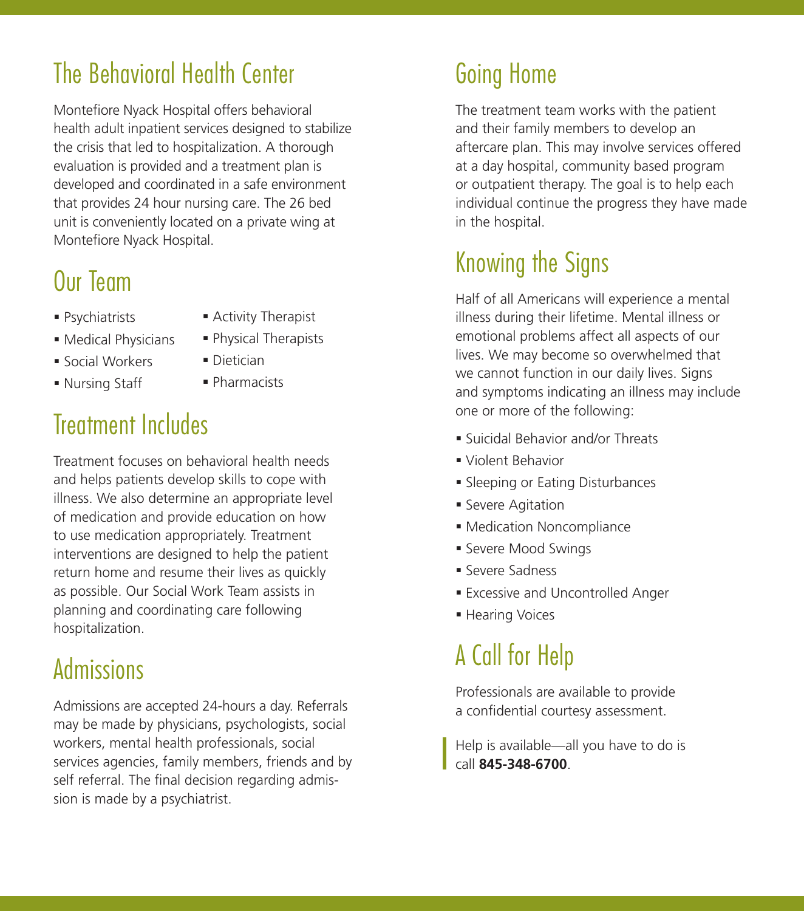## The Behavioral Health Center

Montefiore Nyack Hospital offers behavioral health adult inpatient services designed to stabilize the crisis that led to hospitalization. A thorough evaluation is provided and a treatment plan is developed and coordinated in a safe environment that provides 24 hour nursing care. The 26 bed unit is conveniently located on a private wing at Montefiore Nyack Hospital.

## Our Team

- Psychiatrists
- Medical Physicians
- Social Workers
- Nursing Staff
- Activity Therapist
- Physical Therapists
- Dietician
- Pharmacists

## Treatment Includes

Treatment focuses on behavioral health needs and helps patients develop skills to cope with illness. We also determine an appropriate level of medication and provide education on how to use medication appropriately. Treatment interventions are designed to help the patient return home and resume their lives as quickly as possible. Our Social Work Team assists in planning and coordinating care following hospitalization.

## Admissions

Admissions are accepted 24-hours a day. Referrals may be made by physicians, psychologists, social workers, mental health professionals, social services agencies, family members, friends and by self referral. The final decision regarding admission is made by a psychiatrist.

## Going Home

The treatment team works with the patient and their family members to develop an aftercare plan. This may involve services offered at a day hospital, community based program or outpatient therapy. The goal is to help each individual continue the progress they have made in the hospital.

## Knowing the Signs

Half of all Americans will experience a mental illness during their lifetime. Mental illness or emotional problems affect all aspects of our lives. We may become so overwhelmed that we cannot function in our daily lives. Signs and symptoms indicating an illness may include one or more of the following:

- Suicidal Behavior and/or Threats
- Violent Behavior
- Sleeping or Eating Disturbances
- Severe Agitation
- Medication Noncompliance
- Severe Mood Swings
- Severe Sadness
- Excessive and Uncontrolled Anger
- Hearing Voices

## A Call for Help

Professionals are available to provide a confidential courtesy assessment.

Help is available—all you have to do is call **845-348-6700**.